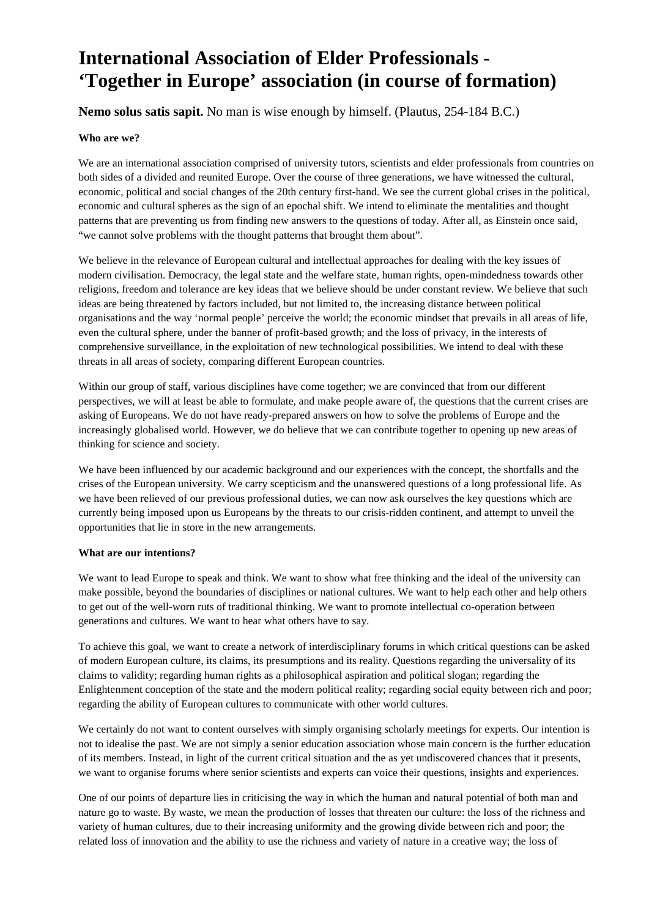# International Association of Elder Professionals - 'Together in Europe' association (in course of formation)

**Nemo solus satis sapit.** No man is wise enough by himself. (Plautus, 254-184 B.C.)

**Who are we?**

We are an international association comprised of university tutors, scientists and elder professionals from countries on both sides of a divided and reunited Europe. Over the course of three generations, we have witnessed the cultural, economic, political and social changes of the 20th century first-hand. We see the current global crises in the political, economic and cultural spheres as the sign of an epochal shift. We intend to eliminate the mentalities and thought patterns that are preventing us from finding new answers to the questions of today. After all, as Einstein once said, "we cannot solve problems with the thought patterns that brought them about".

We believe in the relevance of European cultural and intellectual approaches for dealing with the key issues of modern civilisation. Democracy, the legal state and the welfare state, human rights, open-mindedness towards other religions, freedom and tolerance are key ideas that we believe should be under constant review. We believe that such ideas are being threatened by factors included, but not limited to, the increasing distance between political organisations and the way 'normal people' perceive the world; the economic mindset that prevails in all areas of life, even the cultural sphere, under the banner of profit-based growth; and the loss of privacy, in the interests of comprehensive surveillance, in the exploitation of new technological possibilities. We intend to deal with these threats in all areas of society, comparing different European countries.

Within our group of staff, various disciplines have come together; we are convinced that from our different perspectives, we will at least be able to formulate, and make people aware of, the questions that the current crises are asking of Europeans. We do not have ready-prepared answers on how to solve the problems of Europe and the increasingly globalised world. However, we do believe that we can contribute together to opening up new areas of thinking for science and society.

We have been influenced by our academic background and our experiences with the concept, the shortfalls and the crises of the European university. We carry scepticism and the unanswered questions of a long professional life. As we have been relieved of our previous professional duties, we can now ask ourselves the key questions which are currently being imposed upon us Europeans by the threats to our crisis-ridden continent, and attempt to unveil the opportunities that lie in store in the new arrangements.

**What are our intentions?**

We want to lead Europe to speak and think. We want to show what free thinking and the ideal of the university can make possible, beyond the boundaries of disciplines or national cultures. We want to help each other and help others to get out of the well-worn ruts of traditional thinking. We want to promote intellectual co-operation between generations and cultures. We want to hear what others have to say.

To achieve this goal, we want to create a network of interdisciplinary forums in which critical questions can be asked of modern European culture, its claims, its presumptions and its reality. Questions regarding the universality of its claims to validity; regarding human rights as a philosophical aspiration and political slogan; regarding the Enlightenment conception of the state and the modern political reality; regarding social equity between rich and poor; regarding the ability of European cultures to communicate with other world cultures.

We certainly do not want to content ourselves with simply organising scholarly meetings for experts. Our intention is not to idealise the past. We are not simply a senior education association whose main concern is the further education of its members. Instead, in light of the current critical situation and the as yet undiscovered chances that it presents, we want to organise forums where senior scientists and experts can voice their questions, insights and experiences.

One of our points of departure lies in criticising the way in which the human and natural potential of both man and nature go to waste. By waste, we mean the production of losses that threaten our culture: the loss of the richness and variety of human cultures, due to their increasing uniformity and the growing divide between rich and poor; the related loss of innovation and the ability to use the richness and variety of nature in a creative way; the loss of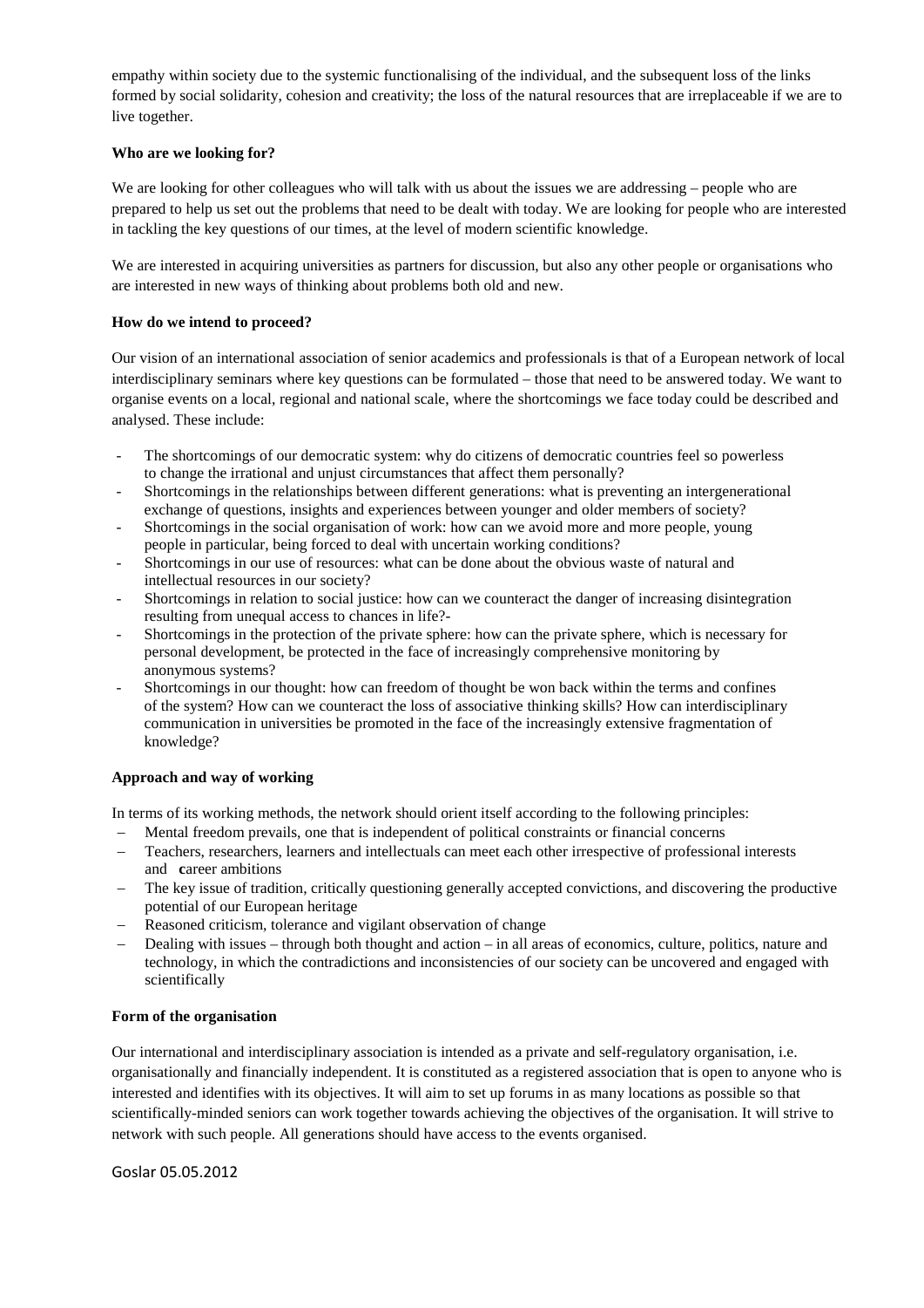empathy within society due to the systemic functionalising of the individual, and the subsequent loss of the links formed by social solidarity, cohesion and creativity; the loss of the natural resources that are irreplaceable if we are to live together.

**Who are we looking for?**

We are looking for other colleagues who will talk with us about the issues we are addressing – people who are prepared to help us set out the problems that need to be dealt with today. We are looking for people who are interested in tackling the key questions of our times, at the level of modern scientific knowledge.

We are interested in acquiring universities as partners for discussion, but also any other people or organisations who are interested in new ways of thinking about problems both old and new.

**How do we intend to proceed?**

Our vision of an international association of senior academics and professionals is that of a European network of local interdisciplinary seminars where key questions can be formulated – those that need to be answered today. We want to organise events on a local, regional and national scale, where the shortcomings we face today could be described and analysed. These include:

- The shortcomings of our democratic system: why do citizens of democratic countries feel so powerless to change the irrational and unjust circumstances that affect them personally?
- Shortcomings in the relationships between different generations: what is preventing an intergenerational exchange of questions, insights and experiences between younger and older members of society?
- Shortcomings in the social organisation of work: how can we avoid more and more people, young people in particular, being forced to deal with uncertain working conditions?
- Shortcomings in our use of resources: what can be done about the obvious waste of natural and intellectual resources in our society?
- Shortcomings in relation to social justice: how can we counteract the danger of increasing disintegration resulting from unequal access to chances in life?-
- Shortcomings in the protection of the private sphere: how can the private sphere, which is necessary for personal development, be protected in the face of increasingly comprehensive monitoring by anonymous systems?
- Shortcomings in our thought: how can freedom of thought be won back within the terms and confines of the system? How can we counteract the loss of associative thinking skills? How can interdisciplinary communication in universities be promoted in the face of the increasingly extensive fragmentation of knowledge?

**Approach and way of working**

In terms of its working methods, the network should orient itself according to the following principles:

- Mental freedom prevails, one that is independent of political constraints or financial concerns
- Teachers, researchers, learners and intellectuals can meet each other irrespective of professional interests and career ambitions
- The key issue of tradition, critically questioning generally accepted convictions, and discovering the productive potential of our European heritage
- Reasoned criticism, tolerance and vigilant observation of change
- Dealing with issues – through both thought and action – in all areas of economics, culture, politics, nature and technology, in which the contradictions and inconsistencies of our society can be uncovered and engaged with scientifically

**Form of the organisation**

Our international and interdisciplinary association is intended as a private and self-regulatory organisation, i.e. organisationally and financially independent. It is constituted as a registered association that is open to anyone who is interested and identifies with its objectives. It will aim to set up forums in as many locations as possible so that scientifically-minded seniors can work together towards achieving the objectives of the organisation. It will strive to network with such people. All generations should have access to the events organised.

Goslar 05.05.2012